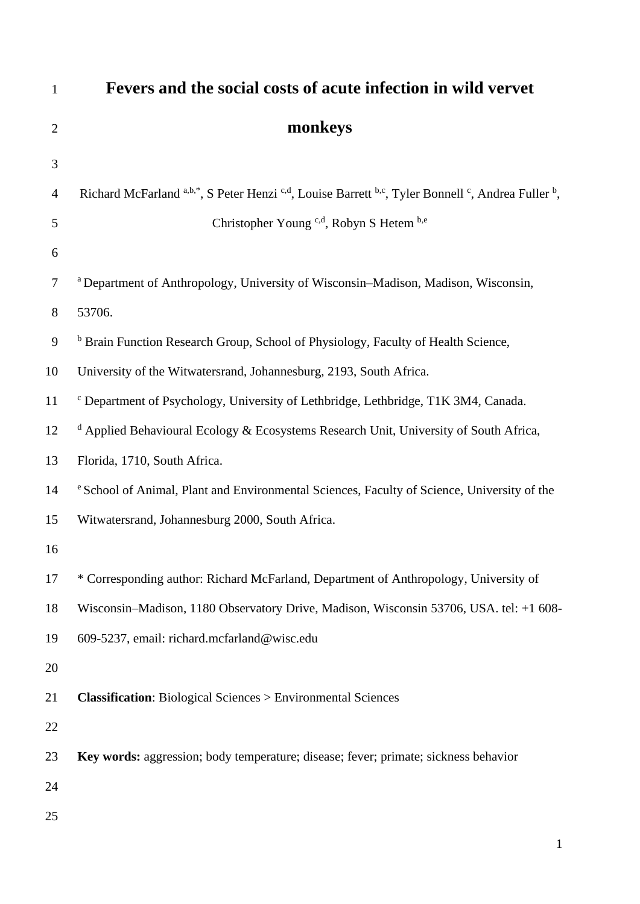# Fevers and the social costs of acute infection in wild vervet monkeys

Richard McFarland [a,b,*], S Peter Henzi [c,d], Louise Barrett [b,c], Tyler Bonnell [c], Andrea Fuller [b], Christopher Young [c,d], Robyn S Hetem [b,e]

[a] Department of Anthropology, University of Wisconsin–Madison, Madison, Wisconsin, 53706.

[b] Brain Function Research Group, School of Physiology, Faculty of Health Science, University of the Witwatersrand, Johannesburg, 2193, South Africa.

[c] Department of Psychology, University of Lethbridge, Lethbridge, T1K 3M4, Canada.

[d] Applied Behavioural Ecology & Ecosystems Research Unit, University of South Africa, Florida, 1710, South Africa.

[e] School of Animal, Plant and Environmental Sciences, Faculty of Science, University of the Witwatersrand, Johannesburg 2000, South Africa.

* Corresponding author: Richard McFarland, Department of Anthropology, University of Wisconsin–Madison, 1180 Observatory Drive, Madison, Wisconsin 53706, USA. tel: +1 608-609-5237, email: richard.mcfarland@wisc.edu

**Classification**: Biological Sciences > Environmental Sciences

**Key words:** aggression; body temperature; disease; fever; primate; sickness behavior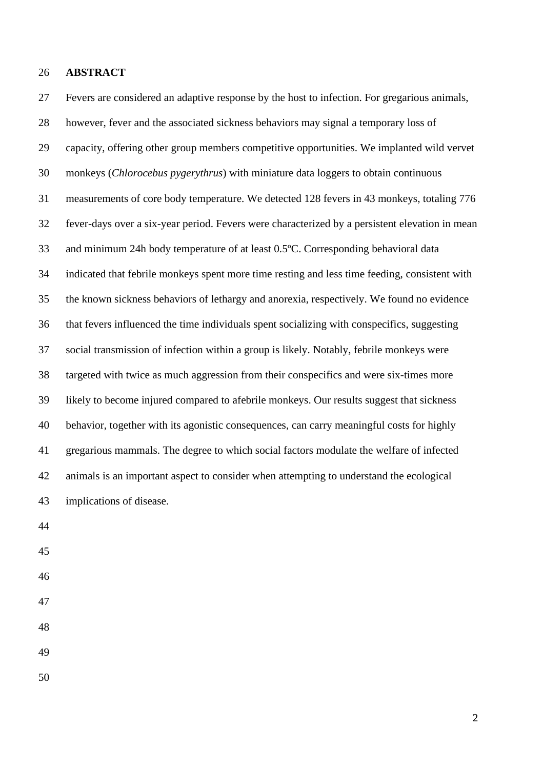## ABSTRACT

Fevers are considered an adaptive response by the host to infection. For gregarious animals, however, fever and the associated sickness behaviors may signal a temporary loss of capacity, offering other group members competitive opportunities. We implanted wild vervet monkeys (*Chlorocebus pygerythrus*) with miniature data loggers to obtain continuous measurements of core body temperature. We detected 128 fevers in 43 monkeys, totaling 776 fever-days over a six-year period. Fevers were characterized by a persistent elevation in mean and minimum 24h body temperature of at least 0.5ºC. Corresponding behavioral data indicated that febrile monkeys spent more time resting and less time feeding, consistent with the known sickness behaviors of lethargy and anorexia, respectively. We found no evidence that fevers influenced the time individuals spent socializing with conspecifics, suggesting social transmission of infection within a group is likely. Notably, febrile monkeys were targeted with twice as much aggression from their conspecifics and were six-times more likely to become injured compared to afebrile monkeys. Our results suggest that sickness behavior, together with its agonistic consequences, can carry meaningful costs for highly gregarious mammals. The degree to which social factors modulate the welfare of infected animals is an important aspect to consider when attempting to understand the ecological implications of disease.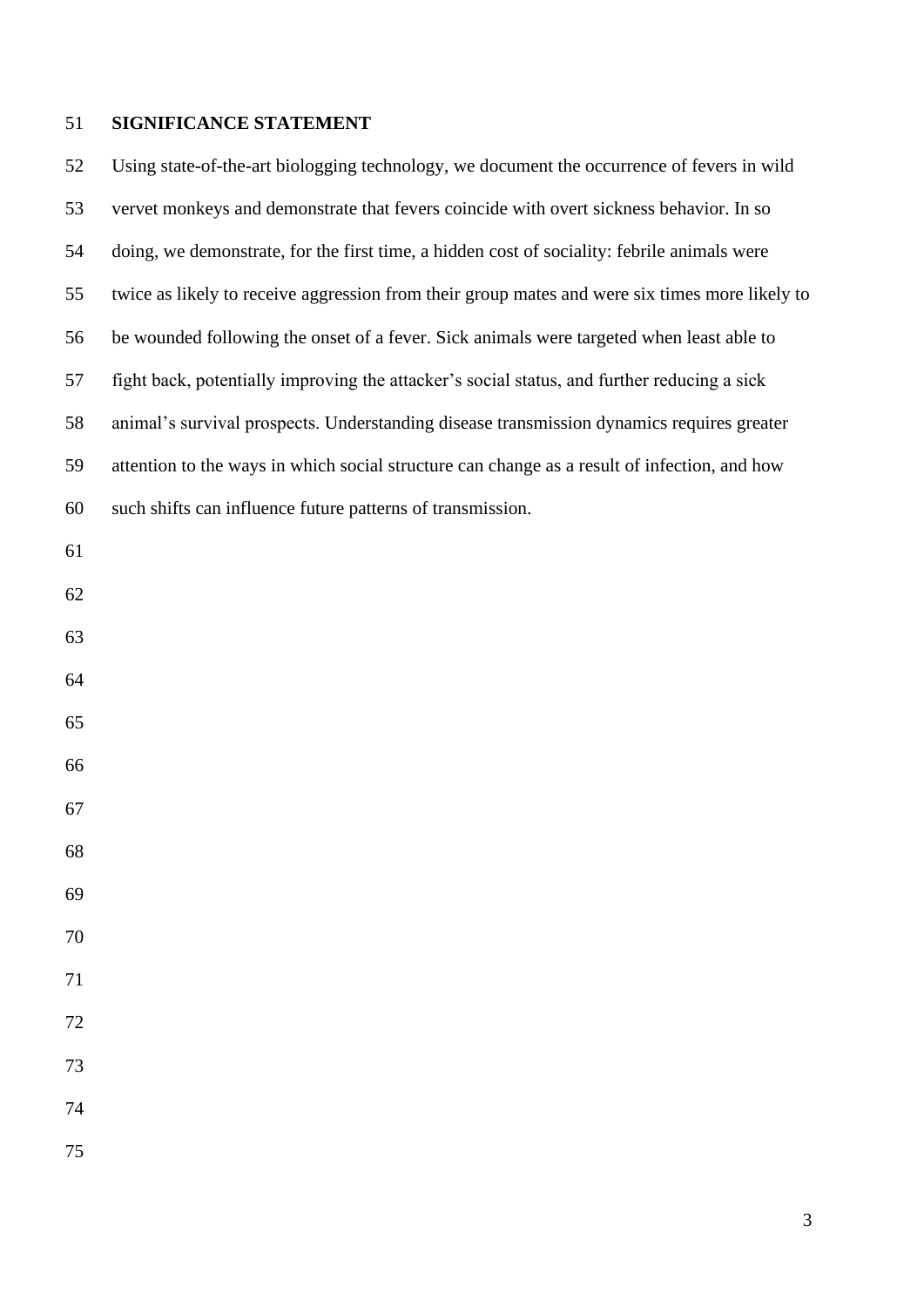## SIGNIFICANCE STATEMENT

Using state-of-the-art biologging technology, we document the occurrence of fevers in wild vervet monkeys and demonstrate that fevers coincide with overt sickness behavior. In so doing, we demonstrate, for the first time, a hidden cost of sociality: febrile animals were twice as likely to receive aggression from their group mates and were six times more likely to be wounded following the onset of a fever. Sick animals were targeted when least able to fight back, potentially improving the attacker's social status, and further reducing a sick animal's survival prospects. Understanding disease transmission dynamics requires greater attention to the ways in which social structure can change as a result of infection, and how such shifts can influence future patterns of transmission.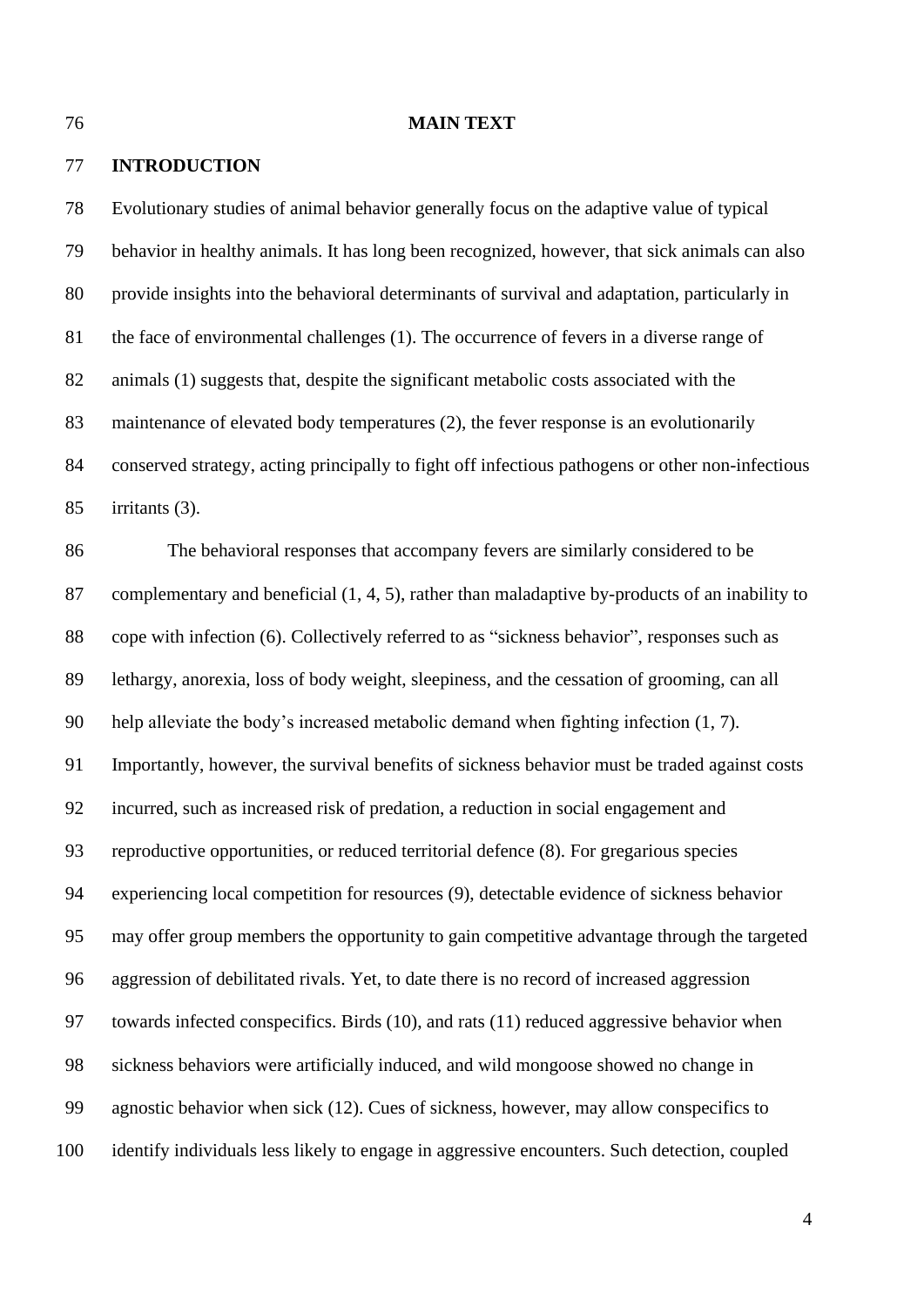# MAIN TEXT

## INTRODUCTION

Evolutionary studies of animal behavior generally focus on the adaptive value of typical behavior in healthy animals. It has long been recognized, however, that sick animals can also provide insights into the behavioral determinants of survival and adaptation, particularly in the face of environmental challenges (1). The occurrence of fevers in a diverse range of animals (1) suggests that, despite the significant metabolic costs associated with the maintenance of elevated body temperatures (2), the fever response is an evolutionarily conserved strategy, acting principally to fight off infectious pathogens or other non-infectious irritants (3).

The behavioral responses that accompany fevers are similarly considered to be complementary and beneficial (1, 4, 5), rather than maladaptive by-products of an inability to cope with infection (6). Collectively referred to as "sickness behavior", responses such as lethargy, anorexia, loss of body weight, sleepiness, and the cessation of grooming, can all help alleviate the body's increased metabolic demand when fighting infection (1, 7). Importantly, however, the survival benefits of sickness behavior must be traded against costs incurred, such as increased risk of predation, a reduction in social engagement and reproductive opportunities, or reduced territorial defence (8). For gregarious species experiencing local competition for resources (9), detectable evidence of sickness behavior may offer group members the opportunity to gain competitive advantage through the targeted aggression of debilitated rivals. Yet, to date there is no record of increased aggression towards infected conspecifics. Birds (10), and rats (11) reduced aggressive behavior when sickness behaviors were artificially induced, and wild mongoose showed no change in agnostic behavior when sick (12). Cues of sickness, however, may allow conspecifics to identify individuals less likely to engage in aggressive encounters. Such detection, coupled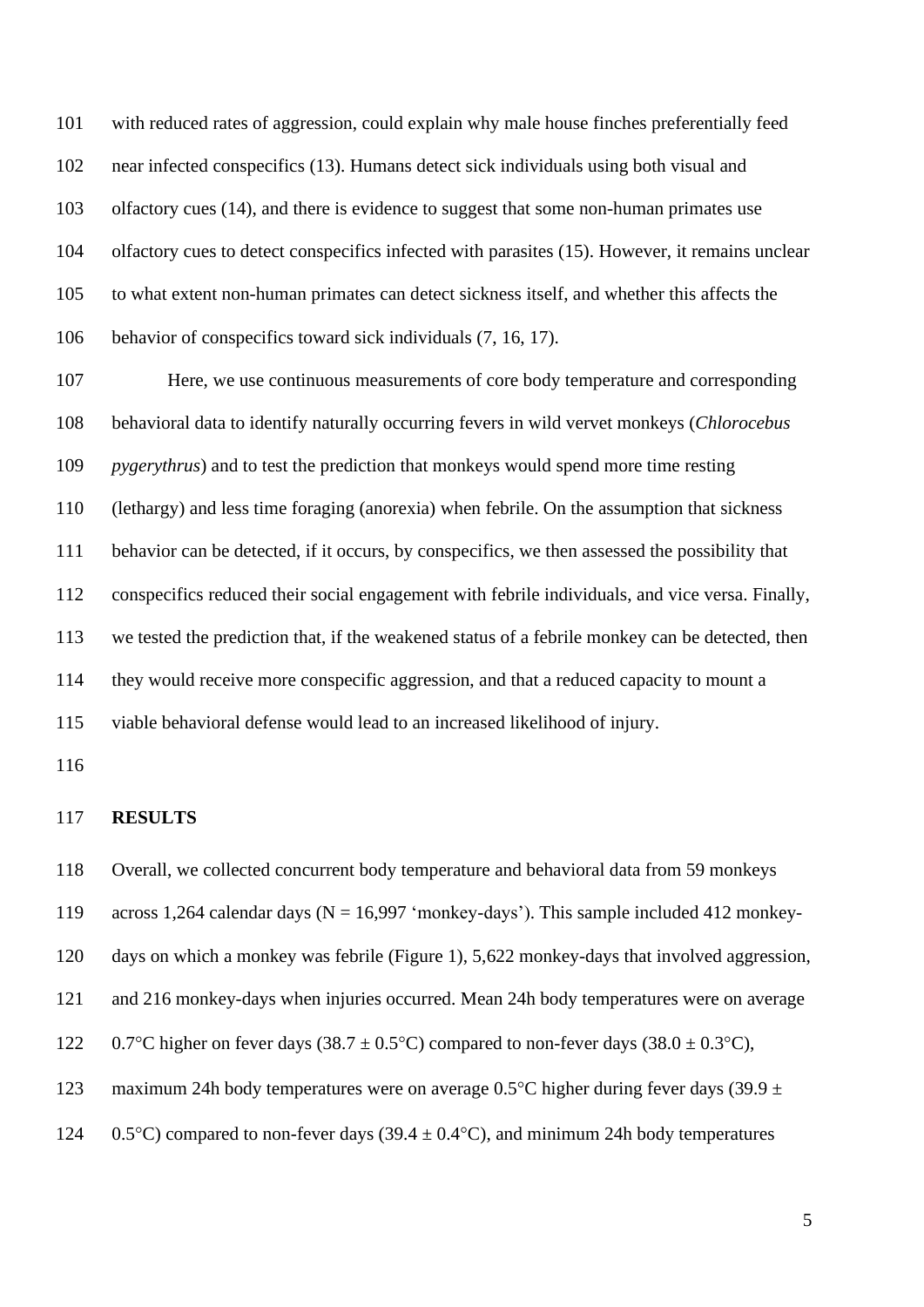with reduced rates of aggression, could explain why male house finches preferentially feed near infected conspecifics (13). Humans detect sick individuals using both visual and olfactory cues (14), and there is evidence to suggest that some non-human primates use olfactory cues to detect conspecifics infected with parasites (15). However, it remains unclear to what extent non-human primates can detect sickness itself, and whether this affects the behavior of conspecifics toward sick individuals (7, 16, 17).

Here, we use continuous measurements of core body temperature and corresponding behavioral data to identify naturally occurring fevers in wild vervet monkeys (*Chlorocebus pygerythrus*) and to test the prediction that monkeys would spend more time resting (lethargy) and less time foraging (anorexia) when febrile. On the assumption that sickness behavior can be detected, if it occurs, by conspecifics, we then assessed the possibility that conspecifics reduced their social engagement with febrile individuals, and vice versa. Finally, we tested the prediction that, if the weakened status of a febrile monkey can be detected, then they would receive more conspecific aggression, and that a reduced capacity to mount a viable behavioral defense would lead to an increased likelihood of injury.

## RESULTS

Overall, we collected concurrent body temperature and behavioral data from 59 monkeys across 1,264 calendar days (N = 16,997 'monkey-days'). This sample included 412 monkey-days on which a monkey was febrile (Figure 1), 5,622 monkey-days that involved aggression, and 216 monkey-days when injuries occurred. Mean 24h body temperatures were on average 0.7°C higher on fever days (38.7 ± 0.5°C) compared to non-fever days (38.0 ± 0.3°C), maximum 24h body temperatures were on average 0.5°C higher during fever days (39.9 ± 0.5°C) compared to non-fever days (39.4 ± 0.4°C), and minimum 24h body temperatures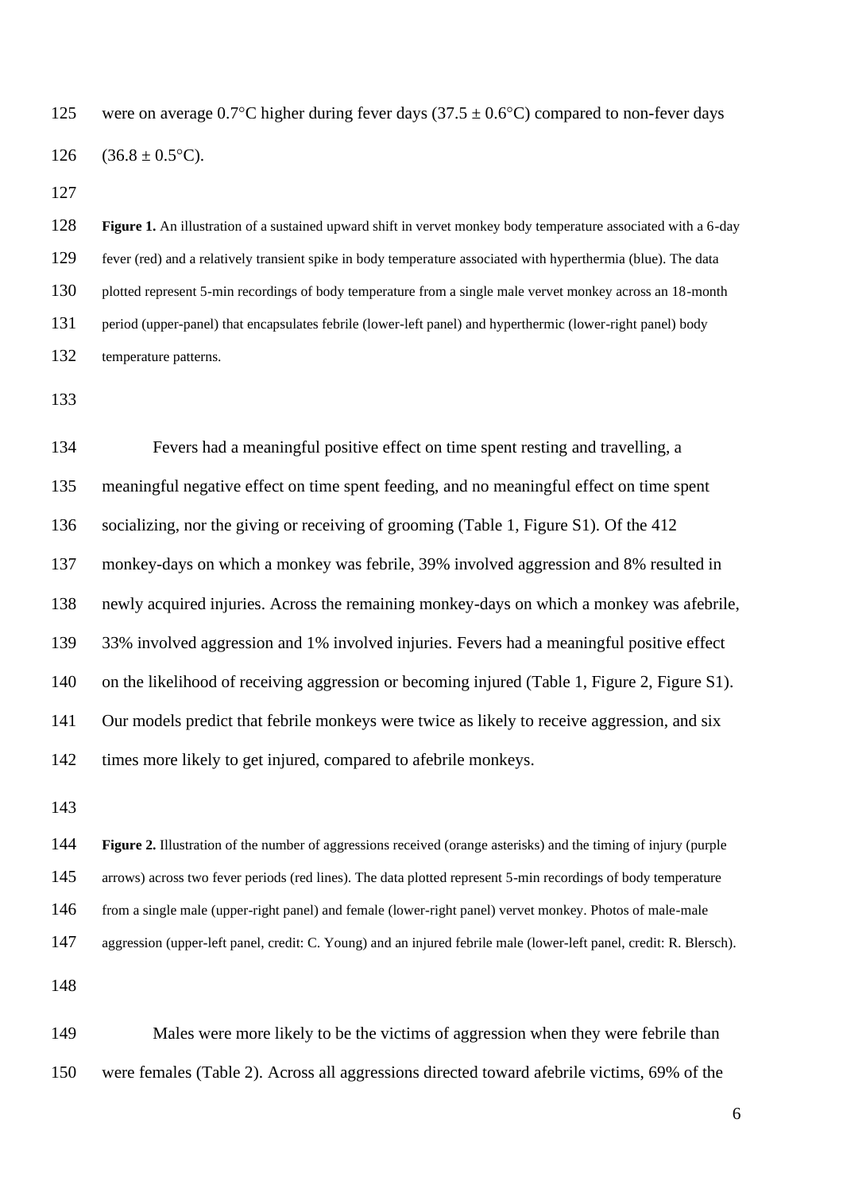were on average 0.7°C higher during fever days (37.5 ± 0.6°C) compared to non-fever days (36.8 ± 0.5°C).

**Figure 1.** An illustration of a sustained upward shift in vervet monkey body temperature associated with a 6-day fever (red) and a relatively transient spike in body temperature associated with hyperthermia (blue). The data plotted represent 5-min recordings of body temperature from a single male vervet monkey across an 18-month period (upper-panel) that encapsulates febrile (lower-left panel) and hyperthermic (lower-right panel) body temperature patterns.

Fevers had a meaningful positive effect on time spent resting and travelling, a meaningful negative effect on time spent feeding, and no meaningful effect on time spent socializing, nor the giving or receiving of grooming (Table 1, Figure S1). Of the 412 monkey-days on which a monkey was febrile, 39% involved aggression and 8% resulted in newly acquired injuries. Across the remaining monkey-days on which a monkey was afebrile, 33% involved aggression and 1% involved injuries. Fevers had a meaningful positive effect on the likelihood of receiving aggression or becoming injured (Table 1, Figure 2, Figure S1). Our models predict that febrile monkeys were twice as likely to receive aggression, and six times more likely to get injured, compared to afebrile monkeys.

**Figure 2.** Illustration of the number of aggressions received (orange asterisks) and the timing of injury (purple arrows) across two fever periods (red lines). The data plotted represent 5-min recordings of body temperature from a single male (upper-right panel) and female (lower-right panel) vervet monkey. Photos of male-male aggression (upper-left panel, credit: C. Young) and an injured febrile male (lower-left panel, credit: R. Blersch).

Males were more likely to be the victims of aggression when they were febrile than were females (Table 2). Across all aggressions directed toward afebrile victims, 69% of the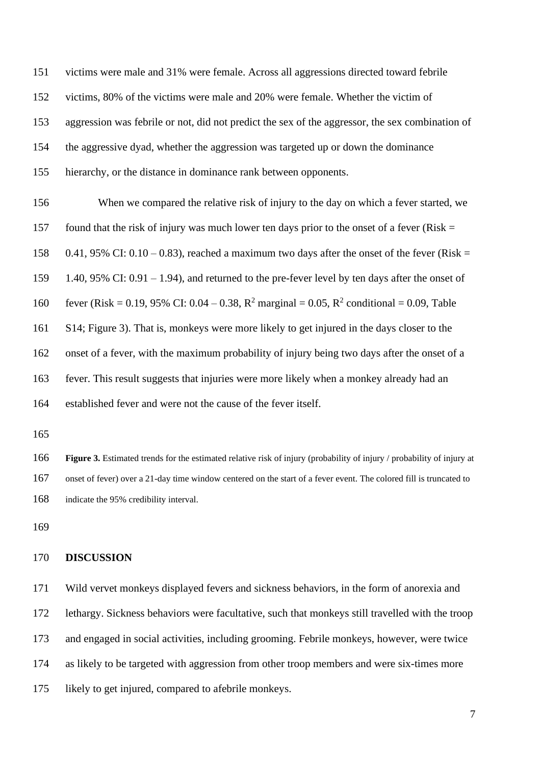victims were male and 31% were female. Across all aggressions directed toward febrile victims, 80% of the victims were male and 20% were female. Whether the victim of aggression was febrile or not, did not predict the sex of the aggressor, the sex combination of the aggressive dyad, whether the aggression was targeted up or down the dominance hierarchy, or the distance in dominance rank between opponents.

When we compared the relative risk of injury to the day on which a fever started, we found that the risk of injury was much lower ten days prior to the onset of a fever (Risk = 0.41, 95% CI: 0.10 – 0.83), reached a maximum two days after the onset of the fever (Risk = 1.40, 95% CI: 0.91 – 1.94), and returned to the pre-fever level by ten days after the onset of fever (Risk = 0.19, 95% CI: 0.04 – 0.38, $R^2$ marginal = 0.05, $R^2$ conditional = 0.09, Table S14; Figure 3). That is, monkeys were more likely to get injured in the days closer to the onset of a fever, with the maximum probability of injury being two days after the onset of a fever. This result suggests that injuries were more likely when a monkey already had an established fever and were not the cause of the fever itself.

**Figure 3.** Estimated trends for the estimated relative risk of injury (probability of injury / probability of injury at onset of fever) over a 21-day time window centered on the start of a fever event. The colored fill is truncated to indicate the 95% credibility interval.

## DISCUSSION

Wild vervet monkeys displayed fevers and sickness behaviors, in the form of anorexia and lethargy. Sickness behaviors were facultative, such that monkeys still travelled with the troop and engaged in social activities, including grooming. Febrile monkeys, however, were twice as likely to be targeted with aggression from other troop members and were six-times more likely to get injured, compared to afebrile monkeys.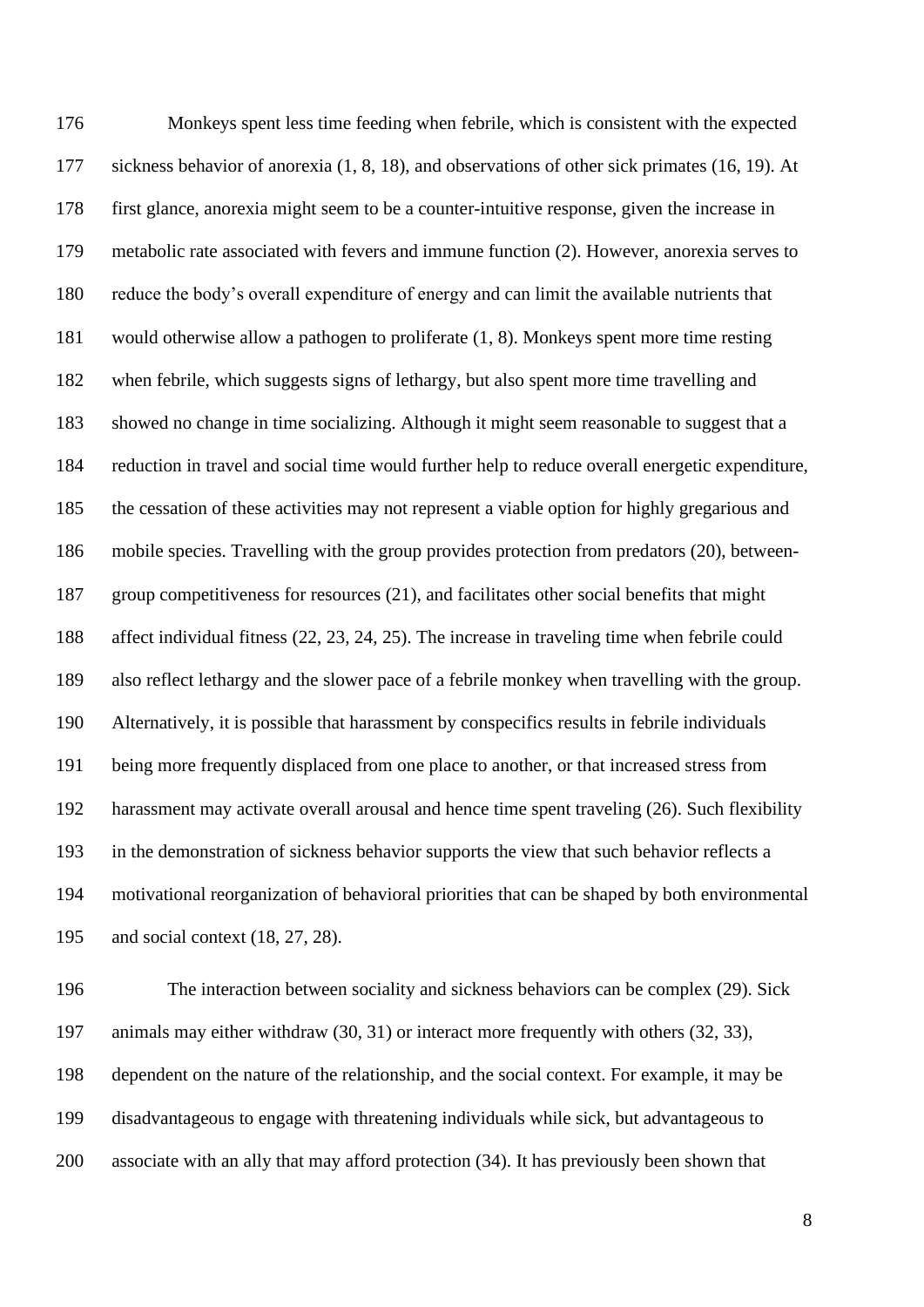Monkeys spent less time feeding when febrile, which is consistent with the expected sickness behavior of anorexia (1, 8, 18), and observations of other sick primates (16, 19). At first glance, anorexia might seem to be a counter-intuitive response, given the increase in metabolic rate associated with fevers and immune function (2). However, anorexia serves to reduce the body's overall expenditure of energy and can limit the available nutrients that would otherwise allow a pathogen to proliferate (1, 8). Monkeys spent more time resting when febrile, which suggests signs of lethargy, but also spent more time travelling and showed no change in time socializing. Although it might seem reasonable to suggest that a reduction in travel and social time would further help to reduce overall energetic expenditure, the cessation of these activities may not represent a viable option for highly gregarious and mobile species. Travelling with the group provides protection from predators (20), between-group competitiveness for resources (21), and facilitates other social benefits that might affect individual fitness (22, 23, 24, 25). The increase in traveling time when febrile could also reflect lethargy and the slower pace of a febrile monkey when travelling with the group. Alternatively, it is possible that harassment by conspecifics results in febrile individuals being more frequently displaced from one place to another, or that increased stress from harassment may activate overall arousal and hence time spent traveling (26). Such flexibility in the demonstration of sickness behavior supports the view that such behavior reflects a motivational reorganization of behavioral priorities that can be shaped by both environmental and social context (18, 27, 28).

The interaction between sociality and sickness behaviors can be complex (29). Sick animals may either withdraw (30, 31) or interact more frequently with others (32, 33), dependent on the nature of the relationship, and the social context. For example, it may be disadvantageous to engage with threatening individuals while sick, but advantageous to associate with an ally that may afford protection (34). It has previously been shown that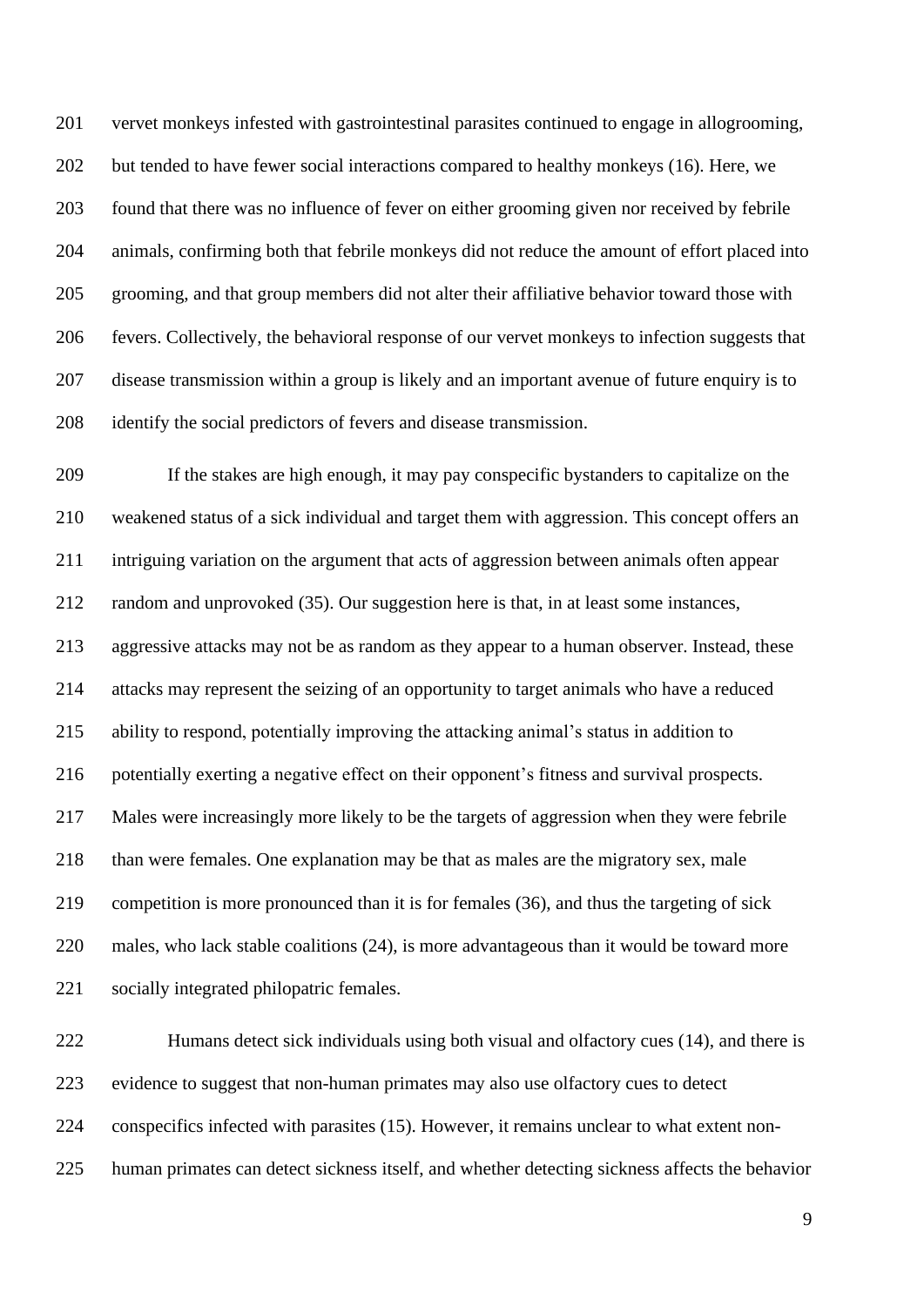vervet monkeys infested with gastrointestinal parasites continued to engage in allogrooming, but tended to have fewer social interactions compared to healthy monkeys (16). Here, we found that there was no influence of fever on either grooming given nor received by febrile animals, confirming both that febrile monkeys did not reduce the amount of effort placed into grooming, and that group members did not alter their affiliative behavior toward those with fevers. Collectively, the behavioral response of our vervet monkeys to infection suggests that disease transmission within a group is likely and an important avenue of future enquiry is to identify the social predictors of fevers and disease transmission.

If the stakes are high enough, it may pay conspecific bystanders to capitalize on the weakened status of a sick individual and target them with aggression. This concept offers an intriguing variation on the argument that acts of aggression between animals often appear random and unprovoked (35). Our suggestion here is that, in at least some instances, aggressive attacks may not be as random as they appear to a human observer. Instead, these attacks may represent the seizing of an opportunity to target animals who have a reduced ability to respond, potentially improving the attacking animal's status in addition to potentially exerting a negative effect on their opponent's fitness and survival prospects. Males were increasingly more likely to be the targets of aggression when they were febrile than were females. One explanation may be that as males are the migratory sex, male competition is more pronounced than it is for females (36), and thus the targeting of sick males, who lack stable coalitions (24), is more advantageous than it would be toward more socially integrated philopatric females.

Humans detect sick individuals using both visual and olfactory cues (14), and there is evidence to suggest that non-human primates may also use olfactory cues to detect conspecifics infected with parasites (15). However, it remains unclear to what extent non-human primates can detect sickness itself, and whether detecting sickness affects the behavior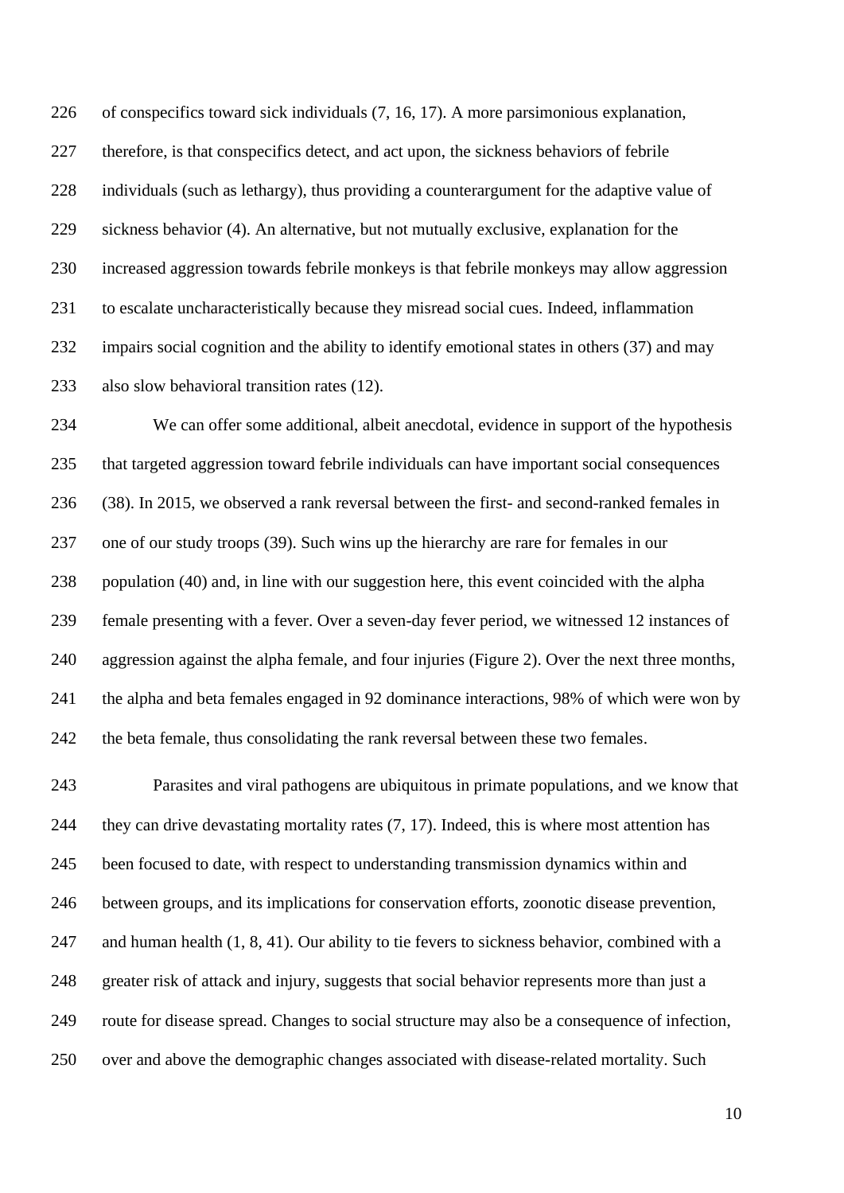of conspecifics toward sick individuals (7, 16, 17). A more parsimonious explanation, therefore, is that conspecifics detect, and act upon, the sickness behaviors of febrile individuals (such as lethargy), thus providing a counterargument for the adaptive value of sickness behavior (4). An alternative, but not mutually exclusive, explanation for the increased aggression towards febrile monkeys is that febrile monkeys may allow aggression to escalate uncharacteristically because they misread social cues. Indeed, inflammation impairs social cognition and the ability to identify emotional states in others (37) and may also slow behavioral transition rates (12).

We can offer some additional, albeit anecdotal, evidence in support of the hypothesis that targeted aggression toward febrile individuals can have important social consequences (38). In 2015, we observed a rank reversal between the first- and second-ranked females in one of our study troops (39). Such wins up the hierarchy are rare for females in our population (40) and, in line with our suggestion here, this event coincided with the alpha female presenting with a fever. Over a seven-day fever period, we witnessed 12 instances of aggression against the alpha female, and four injuries (Figure 2). Over the next three months, the alpha and beta females engaged in 92 dominance interactions, 98% of which were won by the beta female, thus consolidating the rank reversal between these two females.

Parasites and viral pathogens are ubiquitous in primate populations, and we know that they can drive devastating mortality rates (7, 17). Indeed, this is where most attention has been focused to date, with respect to understanding transmission dynamics within and between groups, and its implications for conservation efforts, zoonotic disease prevention, and human health (1, 8, 41). Our ability to tie fevers to sickness behavior, combined with a greater risk of attack and injury, suggests that social behavior represents more than just a route for disease spread. Changes to social structure may also be a consequence of infection, over and above the demographic changes associated with disease-related mortality. Such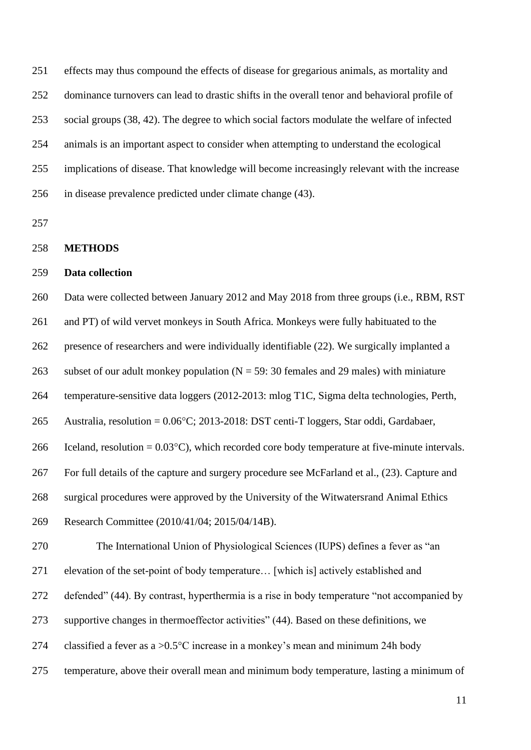effects may thus compound the effects of disease for gregarious animals, as mortality and dominance turnovers can lead to drastic shifts in the overall tenor and behavioral profile of social groups (38, 42). The degree to which social factors modulate the welfare of infected animals is an important aspect to consider when attempting to understand the ecological implications of disease. That knowledge will become increasingly relevant with the increase in disease prevalence predicted under climate change (43).

## METHODS

### Data collection

Data were collected between January 2012 and May 2018 from three groups (i.e., RBM, RST and PT) of wild vervet monkeys in South Africa. Monkeys were fully habituated to the presence of researchers and were individually identifiable (22). We surgically implanted a subset of our adult monkey population (N = 59: 30 females and 29 males) with miniature temperature-sensitive data loggers (2012-2013: mlog T1C, Sigma delta technologies, Perth, Australia, resolution = 0.06°C; 2013-2018: DST centi-T loggers, Star oddi, Gardabaer, Iceland, resolution = 0.03°C), which recorded core body temperature at five-minute intervals. For full details of the capture and surgery procedure see McFarland et al., (23). Capture and surgical procedures were approved by the University of the Witwatersrand Animal Ethics Research Committee (2010/41/04; 2015/04/14B).

The International Union of Physiological Sciences (IUPS) defines a fever as "an elevation of the set-point of body temperature… [which is] actively established and defended" (44). By contrast, hyperthermia is a rise in body temperature "not accompanied by supportive changes in thermoeffector activities" (44). Based on these definitions, we classified a fever as a >0.5°C increase in a monkey's mean and minimum 24h body temperature, above their overall mean and minimum body temperature, lasting a minimum of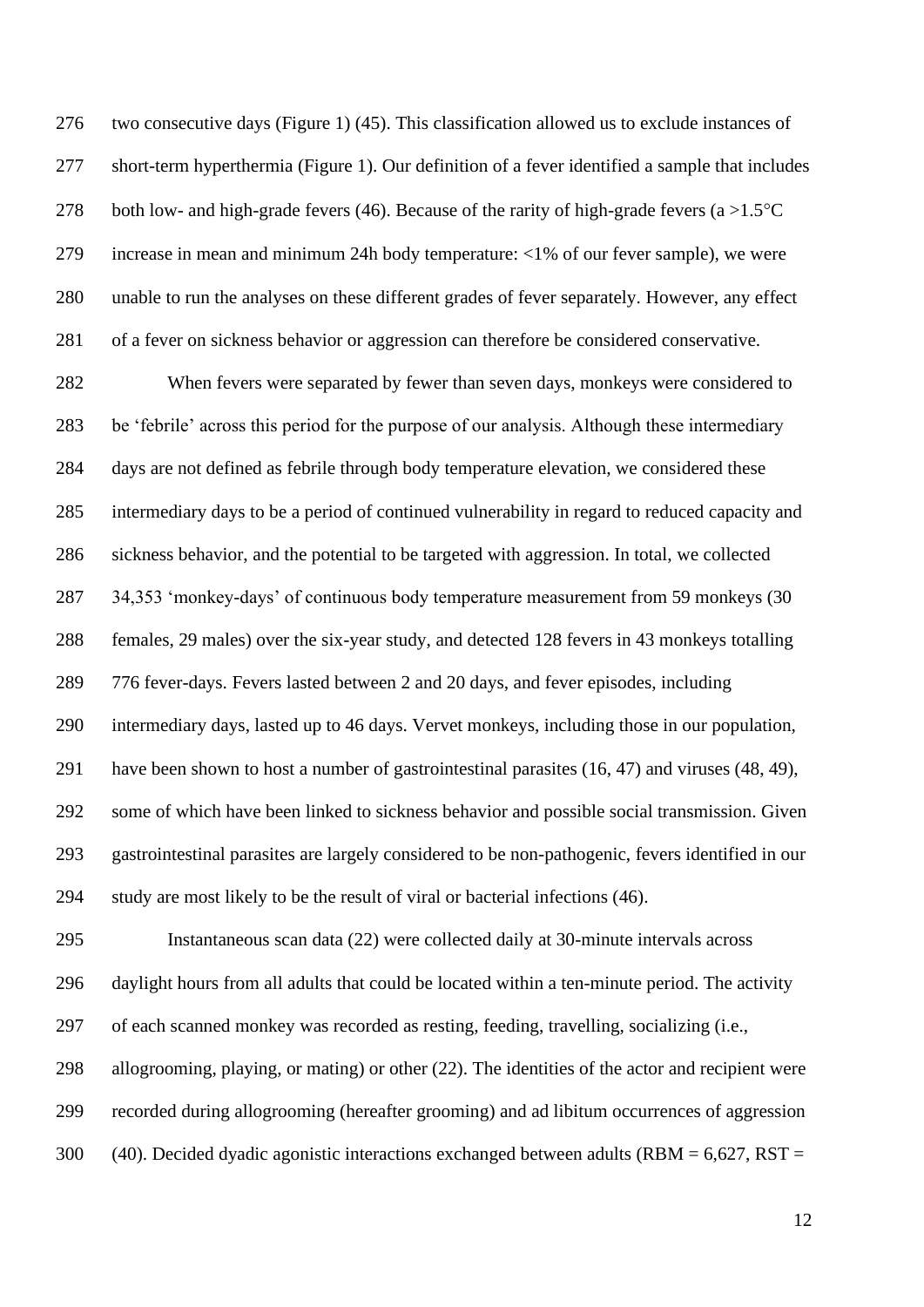two consecutive days (Figure 1) (45). This classification allowed us to exclude instances of short-term hyperthermia (Figure 1). Our definition of a fever identified a sample that includes both low- and high-grade fevers (46). Because of the rarity of high-grade fevers (a >1.5°C increase in mean and minimum 24h body temperature: <1% of our fever sample), we were unable to run the analyses on these different grades of fever separately. However, any effect of a fever on sickness behavior or aggression can therefore be considered conservative.

When fevers were separated by fewer than seven days, monkeys were considered to be 'febrile' across this period for the purpose of our analysis. Although these intermediary days are not defined as febrile through body temperature elevation, we considered these intermediary days to be a period of continued vulnerability in regard to reduced capacity and sickness behavior, and the potential to be targeted with aggression. In total, we collected 34,353 'monkey-days' of continuous body temperature measurement from 59 monkeys (30 females, 29 males) over the six-year study, and detected 128 fevers in 43 monkeys totalling 776 fever-days. Fevers lasted between 2 and 20 days, and fever episodes, including intermediary days, lasted up to 46 days. Vervet monkeys, including those in our population, have been shown to host a number of gastrointestinal parasites (16, 47) and viruses (48, 49), some of which have been linked to sickness behavior and possible social transmission. Given gastrointestinal parasites are largely considered to be non-pathogenic, fevers identified in our study are most likely to be the result of viral or bacterial infections (46).

Instantaneous scan data (22) were collected daily at 30-minute intervals across daylight hours from all adults that could be located within a ten-minute period. The activity of each scanned monkey was recorded as resting, feeding, travelling, socializing (i.e., allogrooming, playing, or mating) or other (22). The identities of the actor and recipient were recorded during allogrooming (hereafter grooming) and ad libitum occurrences of aggression (40). Decided dyadic agonistic interactions exchanged between adults (RBM = 6,627, RST =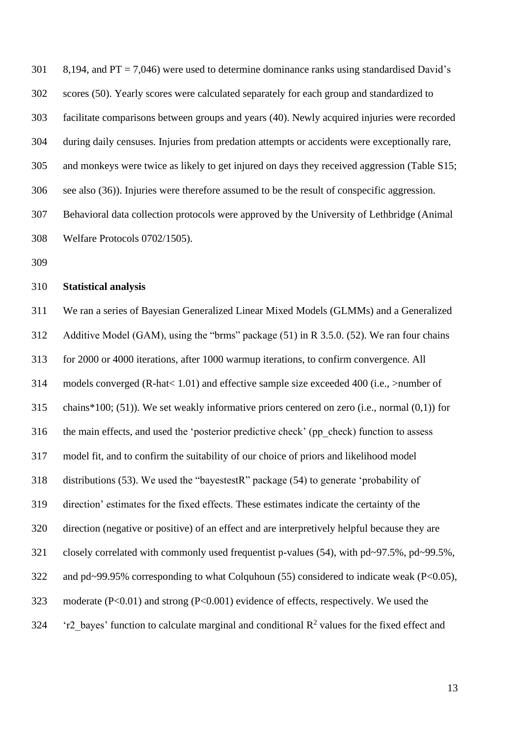8,194, and PT = 7,046) were used to determine dominance ranks using standardised David's scores (50). Yearly scores were calculated separately for each group and standardized to facilitate comparisons between groups and years (40). Newly acquired injuries were recorded during daily censuses. Injuries from predation attempts or accidents were exceptionally rare, and monkeys were twice as likely to get injured on days they received aggression (Table S15; see also (36)). Injuries were therefore assumed to be the result of conspecific aggression. Behavioral data collection protocols were approved by the University of Lethbridge (Animal Welfare Protocols 0702/1505).

**Statistical analysis**

We ran a series of Bayesian Generalized Linear Mixed Models (GLMMs) and a Generalized Additive Model (GAM), using the "brms" package (51) in R 3.5.0. (52). We ran four chains for 2000 or 4000 iterations, after 1000 warmup iterations, to confirm convergence. All models converged (R-hat< 1.01) and effective sample size exceeded 400 (i.e., >number of chains*100; (51)). We set weakly informative priors centered on zero (i.e., normal (0,1)) for the main effects, and used the 'posterior predictive check' (pp_check) function to assess model fit, and to confirm the suitability of our choice of priors and likelihood model distributions (53). We used the "bayestestR" package (54) to generate 'probability of direction' estimates for the fixed effects. These estimates indicate the certainty of the direction (negative or positive) of an effect and are interpretively helpful because they are closely correlated with commonly used frequentist p-values (54), with pd~97.5%, pd~99.5%, and pd~99.95% corresponding to what Colquhoun (55) considered to indicate weak ($P<0.05$), moderate ($P<0.01$) and strong ($P<0.001$) evidence of effects, respectively. We used the 'r2_bayes' function to calculate marginal and conditional $R^2$ values for the fixed effect and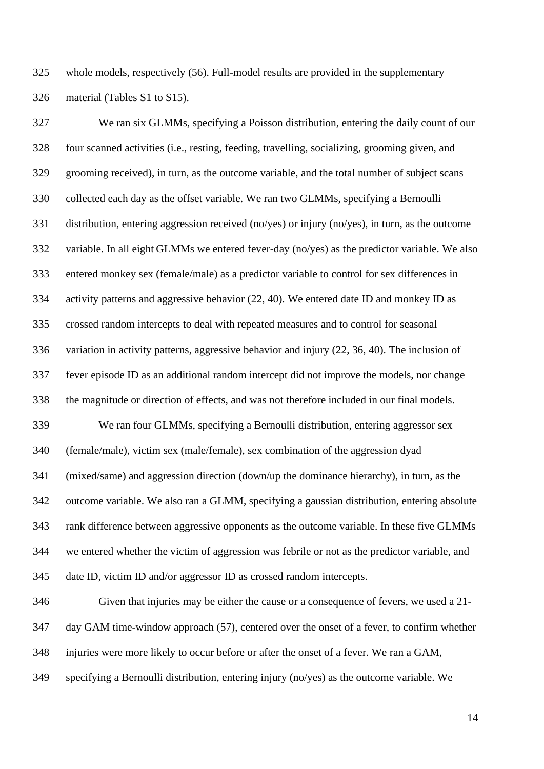whole models, respectively (56). Full-model results are provided in the supplementary material (Tables S1 to S15).

We ran six GLMMs, specifying a Poisson distribution, entering the daily count of our four scanned activities (i.e., resting, feeding, travelling, socializing, grooming given, and grooming received), in turn, as the outcome variable, and the total number of subject scans collected each day as the offset variable. We ran two GLMMs, specifying a Bernoulli distribution, entering aggression received (no/yes) or injury (no/yes), in turn, as the outcome variable. In all eight GLMMs we entered fever-day (no/yes) as the predictor variable. We also entered monkey sex (female/male) as a predictor variable to control for sex differences in activity patterns and aggressive behavior (22, 40). We entered date ID and monkey ID as crossed random intercepts to deal with repeated measures and to control for seasonal variation in activity patterns, aggressive behavior and injury (22, 36, 40). The inclusion of fever episode ID as an additional random intercept did not improve the models, nor change the magnitude or direction of effects, and was not therefore included in our final models.

We ran four GLMMs, specifying a Bernoulli distribution, entering aggressor sex (female/male), victim sex (male/female), sex combination of the aggression dyad (mixed/same) and aggression direction (down/up the dominance hierarchy), in turn, as the outcome variable. We also ran a GLMM, specifying a gaussian distribution, entering absolute rank difference between aggressive opponents as the outcome variable. In these five GLMMs we entered whether the victim of aggression was febrile or not as the predictor variable, and date ID, victim ID and/or aggressor ID as crossed random intercepts.

Given that injuries may be either the cause or a consequence of fevers, we used a 21-day GAM time-window approach (57), centered over the onset of a fever, to confirm whether injuries were more likely to occur before or after the onset of a fever. We ran a GAM, specifying a Bernoulli distribution, entering injury (no/yes) as the outcome variable. We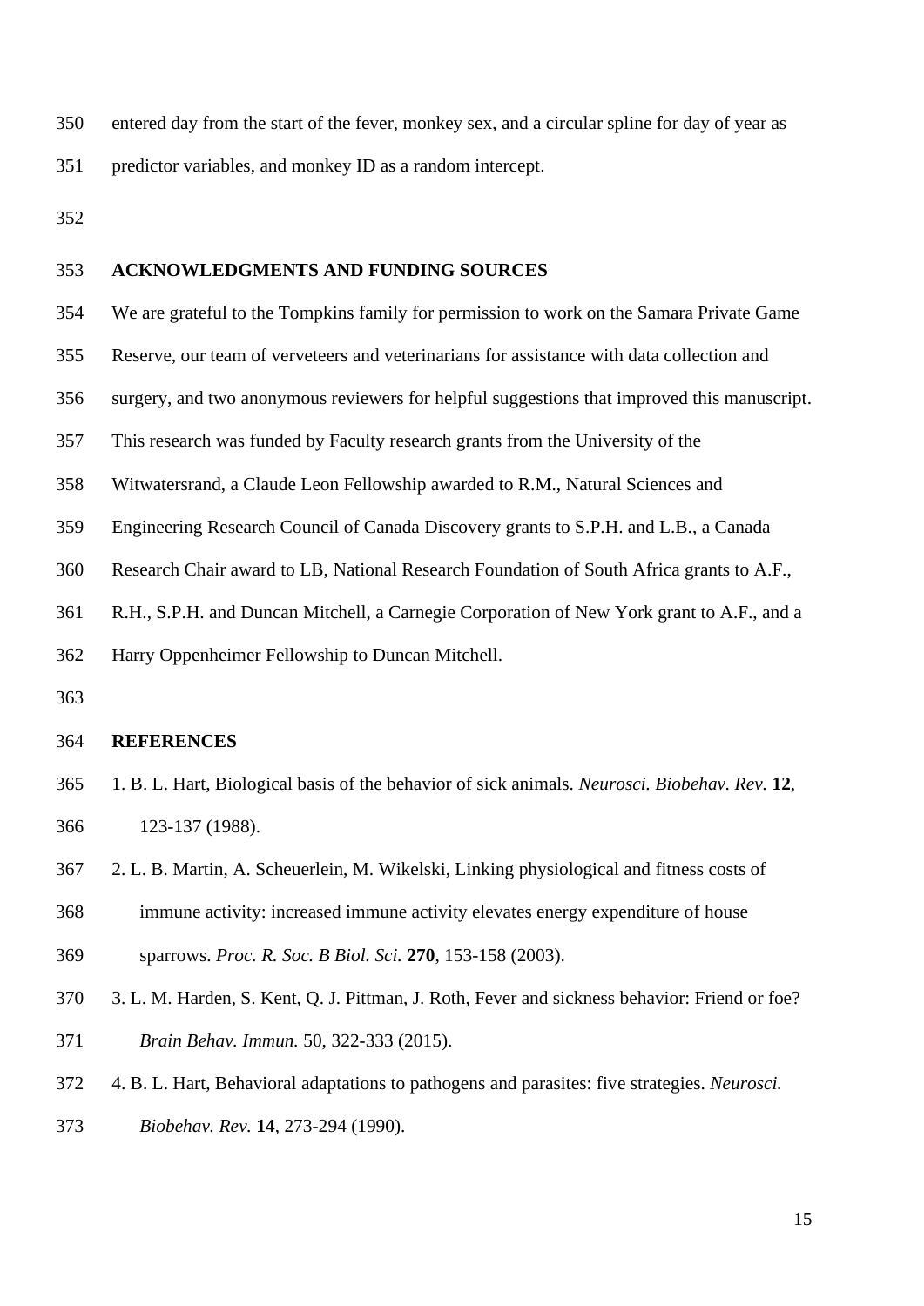entered day from the start of the fever, monkey sex, and a circular spline for day of year as predictor variables, and monkey ID as a random intercept.

## ACKNOWLEDGMENTS AND FUNDING SOURCES

We are grateful to the Tompkins family for permission to work on the Samara Private Game Reserve, our team of verveteers and veterinarians for assistance with data collection and surgery, and two anonymous reviewers for helpful suggestions that improved this manuscript. This research was funded by Faculty research grants from the University of the Witwatersrand, a Claude Leon Fellowship awarded to R.M., Natural Sciences and Engineering Research Council of Canada Discovery grants to S.P.H. and L.B., a Canada Research Chair award to LB, National Research Foundation of South Africa grants to A.F., R.H., S.P.H. and Duncan Mitchell, a Carnegie Corporation of New York grant to A.F., and a Harry Oppenheimer Fellowship to Duncan Mitchell.

## REFERENCES

1. B. L. Hart, Biological basis of the behavior of sick animals. *Neurosci. Biobehav. Rev.* **12**, 123-137 (1988).
2. L. B. Martin, A. Scheuerlein, M. Wikelski, Linking physiological and fitness costs of immune activity: increased immune activity elevates energy expenditure of house sparrows. *Proc. R. Soc. B Biol. Sci.* **270**, 153-158 (2003).
3. L. M. Harden, S. Kent, Q. J. Pittman, J. Roth, Fever and sickness behavior: Friend or foe? *Brain Behav. Immun.* 50, 322-333 (2015).
4. B. L. Hart, Behavioral adaptations to pathogens and parasites: five strategies. *Neurosci. Biobehav. Rev.* **14**, 273-294 (1990).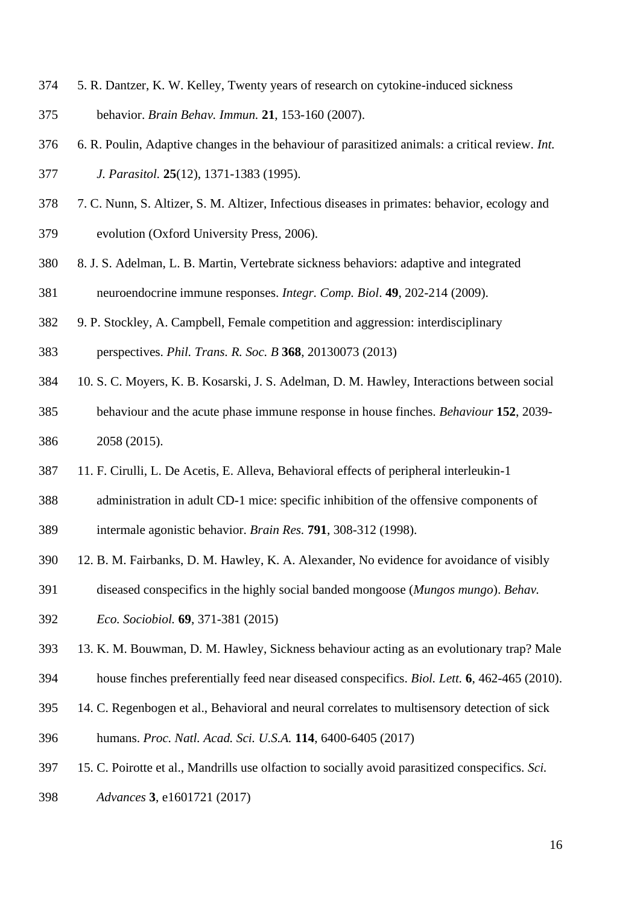5. R. Dantzer, K. W. Kelley, Twenty years of research on cytokine-induced sickness behavior. *Brain Behav. Immun.* **21**, 153-160 (2007).

6. R. Poulin, Adaptive changes in the behaviour of parasitized animals: a critical review. *Int. J. Parasitol.* **25**(12), 1371-1383 (1995).

7. C. Nunn, S. Altizer, S. M. Altizer, Infectious diseases in primates: behavior, ecology and evolution (Oxford University Press, 2006).

8. J. S. Adelman, L. B. Martin, Vertebrate sickness behaviors: adaptive and integrated neuroendocrine immune responses. *Integr. Comp. Biol*. **49**, 202-214 (2009).

9. P. Stockley, A. Campbell, Female competition and aggression: interdisciplinary perspectives. *Phil. Trans. R. Soc. B* **368**, 20130073 (2013)

10. S. C. Moyers, K. B. Kosarski, J. S. Adelman, D. M. Hawley, Interactions between social behaviour and the acute phase immune response in house finches. *Behaviour* **152**, 2039-2058 (2015).

11. F. Cirulli, L. De Acetis, E. Alleva, Behavioral effects of peripheral interleukin-1 administration in adult CD-1 mice: specific inhibition of the offensive components of intermale agonistic behavior. *Brain Res.* **791**, 308-312 (1998).

12. B. M. Fairbanks, D. M. Hawley, K. A. Alexander, No evidence for avoidance of visibly diseased conspecifics in the highly social banded mongoose (*Mungos mungo*). *Behav. Eco. Sociobiol.* **69**, 371-381 (2015)

13. K. M. Bouwman, D. M. Hawley, Sickness behaviour acting as an evolutionary trap? Male house finches preferentially feed near diseased conspecifics. *Biol. Lett.* **6**, 462-465 (2010).

14. C. Regenbogen et al., Behavioral and neural correlates to multisensory detection of sick humans. *Proc. Natl. Acad. Sci. U.S.A.* **114**, 6400-6405 (2017)

15. C. Poirotte et al., Mandrills use olfaction to socially avoid parasitized conspecifics. *Sci. Advances* **3**, e1601721 (2017)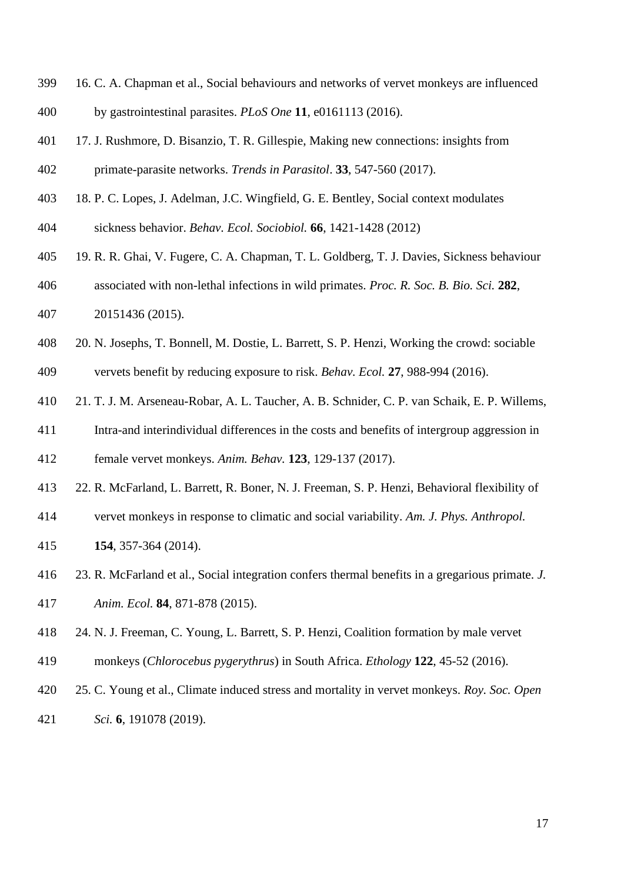16. C. A. Chapman et al., Social behaviours and networks of vervet monkeys are influenced by gastrointestinal parasites. *PLoS One* **11**, e0161113 (2016).
17. J. Rushmore, D. Bisanzio, T. R. Gillespie, Making new connections: insights from primate-parasite networks. *Trends in Parasitol*. **33**, 547-560 (2017).
18. P. C. Lopes, J. Adelman, J.C. Wingfield, G. E. Bentley, Social context modulates sickness behavior. *Behav. Ecol. Sociobiol.* **66**, 1421-1428 (2012)
19. R. R. Ghai, V. Fugere, C. A. Chapman, T. L. Goldberg, T. J. Davies, Sickness behaviour associated with non-lethal infections in wild primates. *Proc. R. Soc. B. Bio. Sci.* **282**, 20151436 (2015).
20. N. Josephs, T. Bonnell, M. Dostie, L. Barrett, S. P. Henzi, Working the crowd: sociable vervets benefit by reducing exposure to risk. *Behav. Ecol.* **27**, 988-994 (2016).
21. T. J. M. Arseneau-Robar, A. L. Taucher, A. B. Schnider, C. P. van Schaik, E. P. Willems, Intra-and interindividual differences in the costs and benefits of intergroup aggression in female vervet monkeys. *Anim. Behav.* **123**, 129-137 (2017).
22. R. McFarland, L. Barrett, R. Boner, N. J. Freeman, S. P. Henzi, Behavioral flexibility of vervet monkeys in response to climatic and social variability. *Am. J. Phys. Anthropol.* **154**, 357-364 (2014).
23. R. McFarland et al., Social integration confers thermal benefits in a gregarious primate. *J. Anim. Ecol.* **84**, 871-878 (2015).
24. N. J. Freeman, C. Young, L. Barrett, S. P. Henzi, Coalition formation by male vervet monkeys (*Chlorocebus pygerythrus*) in South Africa. *Ethology* **122**, 45-52 (2016).
25. C. Young et al., Climate induced stress and mortality in vervet monkeys. *Roy. Soc. Open Sci.* **6**, 191078 (2019).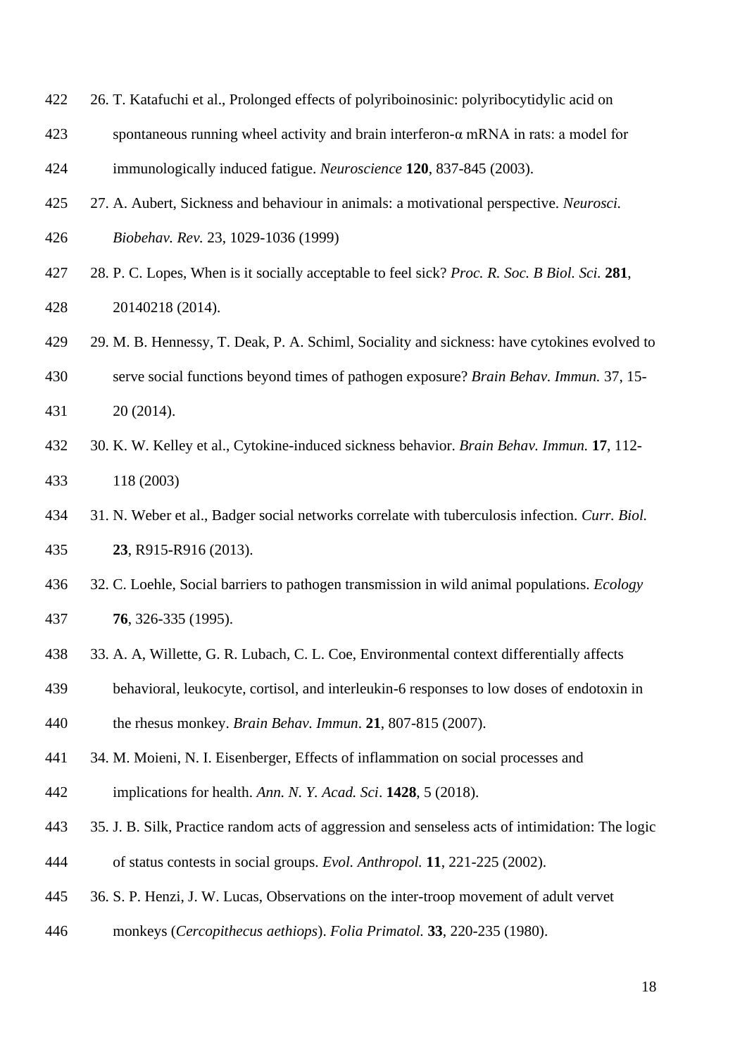26. T. Katafuchi et al., Prolonged effects of polyriboinosinic: polyribocytidylic acid on spontaneous running wheel activity and brain interferon-α mRNA in rats: a model for immunologically induced fatigue. *Neuroscience* **120**, 837-845 (2003).
27. A. Aubert, Sickness and behaviour in animals: a motivational perspective. *Neurosci. Biobehav. Rev.* 23, 1029-1036 (1999)
28. P. C. Lopes, When is it socially acceptable to feel sick? *Proc. R. Soc. B Biol. Sci.* **281**, 20140218 (2014).
29. M. B. Hennessy, T. Deak, P. A. Schiml, Sociality and sickness: have cytokines evolved to serve social functions beyond times of pathogen exposure? *Brain Behav. Immun.* 37, 15-20 (2014).
30. K. W. Kelley et al., Cytokine-induced sickness behavior. *Brain Behav. Immun.* **17**, 112-118 (2003)
31. N. Weber et al., Badger social networks correlate with tuberculosis infection. *Curr. Biol.* **23**, R915-R916 (2013).
32. C. Loehle, Social barriers to pathogen transmission in wild animal populations. *Ecology* **76**, 326-335 (1995).
33. A. A, Willette, G. R. Lubach, C. L. Coe, Environmental context differentially affects behavioral, leukocyte, cortisol, and interleukin-6 responses to low doses of endotoxin in the rhesus monkey. *Brain Behav. Immun*. **21**, 807-815 (2007).
34. M. Moieni, N. I. Eisenberger, Effects of inflammation on social processes and implications for health. *Ann. N. Y. Acad. Sci*. **1428**, 5 (2018).
35. J. B. Silk, Practice random acts of aggression and senseless acts of intimidation: The logic of status contests in social groups. *Evol. Anthropol.* **11**, 221-225 (2002).
36. S. P. Henzi, J. W. Lucas, Observations on the inter-troop movement of adult vervet monkeys (*Cercopithecus aethiops*). *Folia Primatol.* **33**, 220-235 (1980).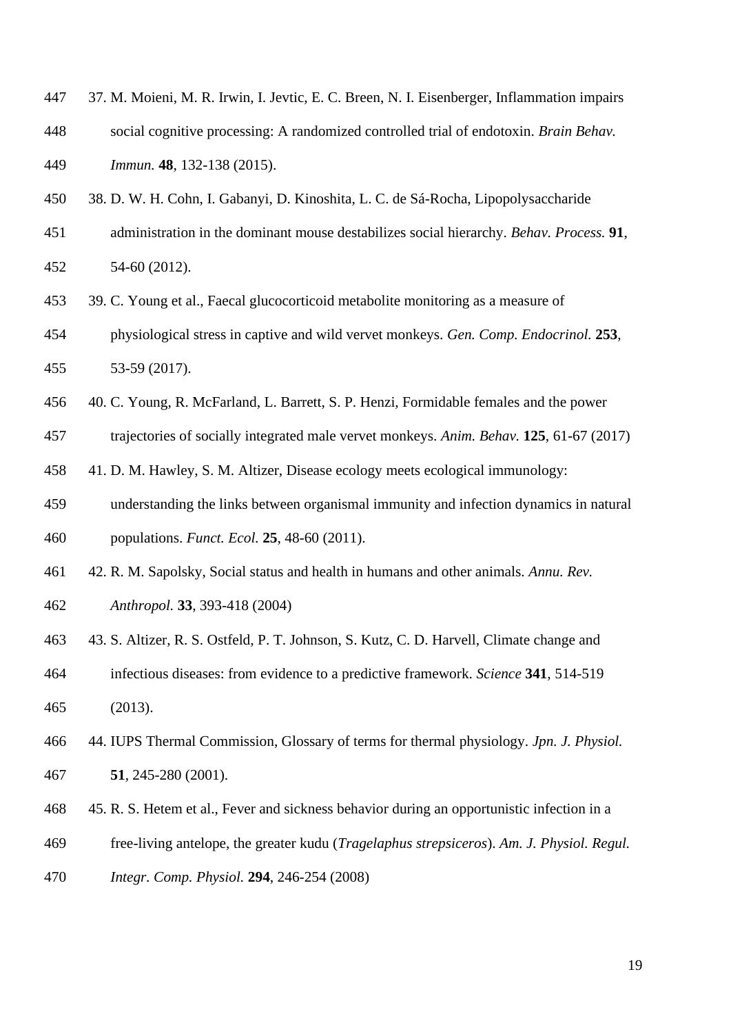37. M. Moieni, M. R. Irwin, I. Jevtic, E. C. Breen, N. I. Eisenberger, Inflammation impairs social cognitive processing: A randomized controlled trial of endotoxin. *Brain Behav. Immun.* **48**, 132-138 (2015).
38. D. W. H. Cohn, I. Gabanyi, D. Kinoshita, L. C. de Sá-Rocha, Lipopolysaccharide administration in the dominant mouse destabilizes social hierarchy. *Behav. Process.* **91**, 54-60 (2012).
39. C. Young et al., Faecal glucocorticoid metabolite monitoring as a measure of physiological stress in captive and wild vervet monkeys. *Gen. Comp. Endocrinol.* **253**, 53-59 (2017).
40. C. Young, R. McFarland, L. Barrett, S. P. Henzi, Formidable females and the power trajectories of socially integrated male vervet monkeys. *Anim. Behav.* **125**, 61-67 (2017)
41. D. M. Hawley, S. M. Altizer, Disease ecology meets ecological immunology: understanding the links between organismal immunity and infection dynamics in natural populations. *Funct. Ecol.* **25**, 48-60 (2011).
42. R. M. Sapolsky, Social status and health in humans and other animals. *Annu. Rev. Anthropol.* **33**, 393-418 (2004)
43. S. Altizer, R. S. Ostfeld, P. T. Johnson, S. Kutz, C. D. Harvell, Climate change and infectious diseases: from evidence to a predictive framework. *Science* **341**, 514-519 (2013).
44. IUPS Thermal Commission, Glossary of terms for thermal physiology. *Jpn. J. Physiol.* **51**, 245-280 (2001).
45. R. S. Hetem et al., Fever and sickness behavior during an opportunistic infection in a free-living antelope, the greater kudu (*Tragelaphus strepsiceros*). *Am. J. Physiol. Regul. Integr. Comp. Physiol.* **294**, 246-254 (2008)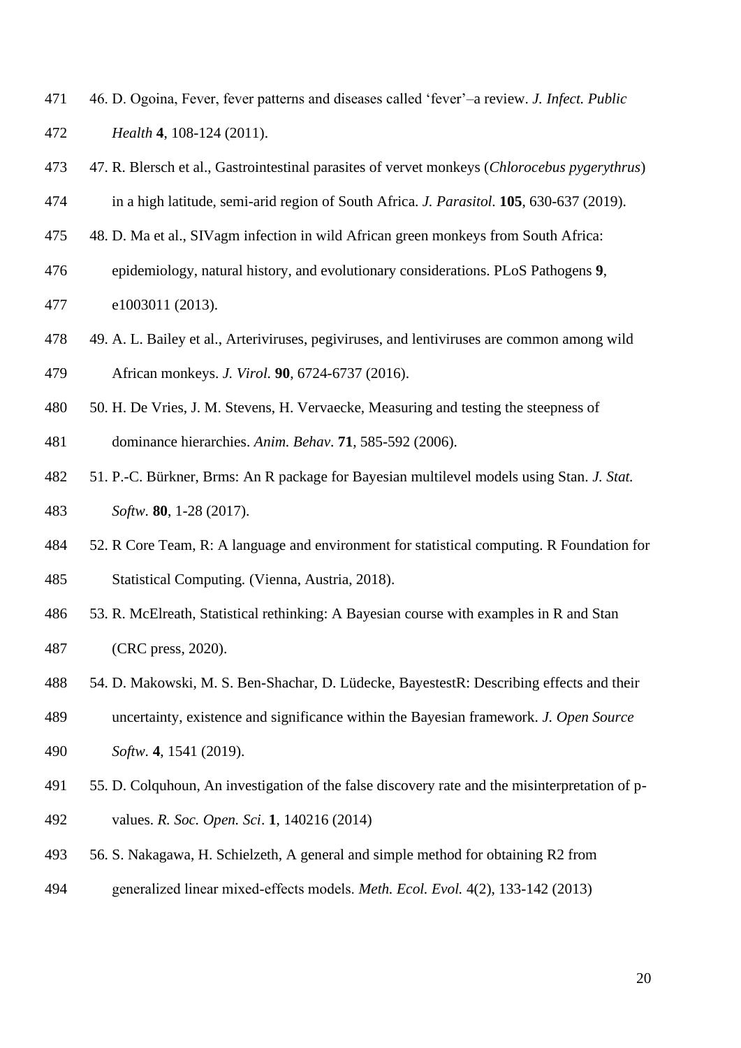46. D. Ogoina, Fever, fever patterns and diseases called ‘fever’–a review. *J. Infect. Public Health* **4**, 108-124 (2011).
47. R. Blersch et al., Gastrointestinal parasites of vervet monkeys (*Chlorocebus pygerythrus*) in a high latitude, semi-arid region of South Africa. *J. Parasitol.* **105**, 630-637 (2019).
48. D. Ma et al., SIVagm infection in wild African green monkeys from South Africa: epidemiology, natural history, and evolutionary considerations. PLoS Pathogens **9**, e1003011 (2013).
49. A. L. Bailey et al., Arteriviruses, pegiviruses, and lentiviruses are common among wild African monkeys. *J. Virol.* **90**, 6724-6737 (2016).
50. H. De Vries, J. M. Stevens, H. Vervaecke, Measuring and testing the steepness of dominance hierarchies. *Anim. Behav*. **71**, 585-592 (2006).
51. P.-C. Bürkner, Brms: An R package for Bayesian multilevel models using Stan. *J. Stat. Softw.* **80**, 1-28 (2017).
52. R Core Team, R: A language and environment for statistical computing. R Foundation for Statistical Computing. (Vienna, Austria, 2018).
53. R. McElreath, Statistical rethinking: A Bayesian course with examples in R and Stan (CRC press, 2020).
54. D. Makowski, M. S. Ben-Shachar, D. Lüdecke, BayestestR: Describing effects and their uncertainty, existence and significance within the Bayesian framework. *J. Open Source Softw.* **4**, 1541 (2019).
55. D. Colquhoun, An investigation of the false discovery rate and the misinterpretation of p-values. *R. Soc. Open. Sci*. **1**, 140216 (2014)
56. S. Nakagawa, H. Schielzeth, A general and simple method for obtaining R2 from generalized linear mixed-effects models. *Meth. Ecol. Evol.* 4(2), 133-142 (2013)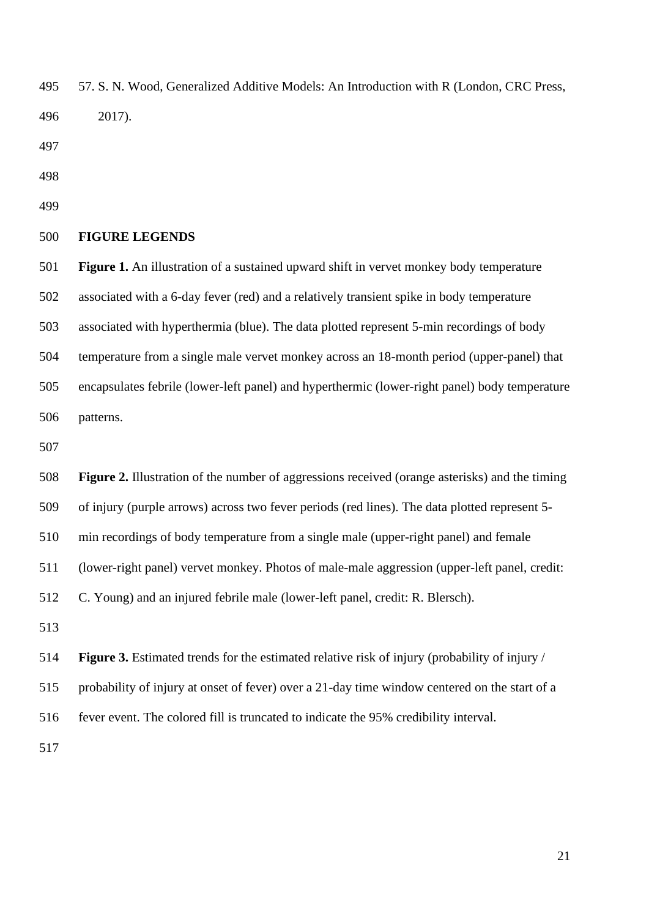57. S. N. Wood, Generalized Additive Models: An Introduction with R (London, CRC Press, 2017).

## FIGURE LEGENDS

**Figure 1.** An illustration of a sustained upward shift in vervet monkey body temperature associated with a 6-day fever (red) and a relatively transient spike in body temperature associated with hyperthermia (blue). The data plotted represent 5-min recordings of body temperature from a single male vervet monkey across an 18-month period (upper-panel) that encapsulates febrile (lower-left panel) and hyperthermic (lower-right panel) body temperature patterns.

**Figure 2.** Illustration of the number of aggressions received (orange asterisks) and the timing of injury (purple arrows) across two fever periods (red lines). The data plotted represent 5-min recordings of body temperature from a single male (upper-right panel) and female (lower-right panel) vervet monkey. Photos of male-male aggression (upper-left panel, credit: C. Young) and an injured febrile male (lower-left panel, credit: R. Blersch).

**Figure 3.** Estimated trends for the estimated relative risk of injury (probability of injury / probability of injury at onset of fever) over a 21-day time window centered on the start of a fever event. The colored fill is truncated to indicate the 95% credibility interval.